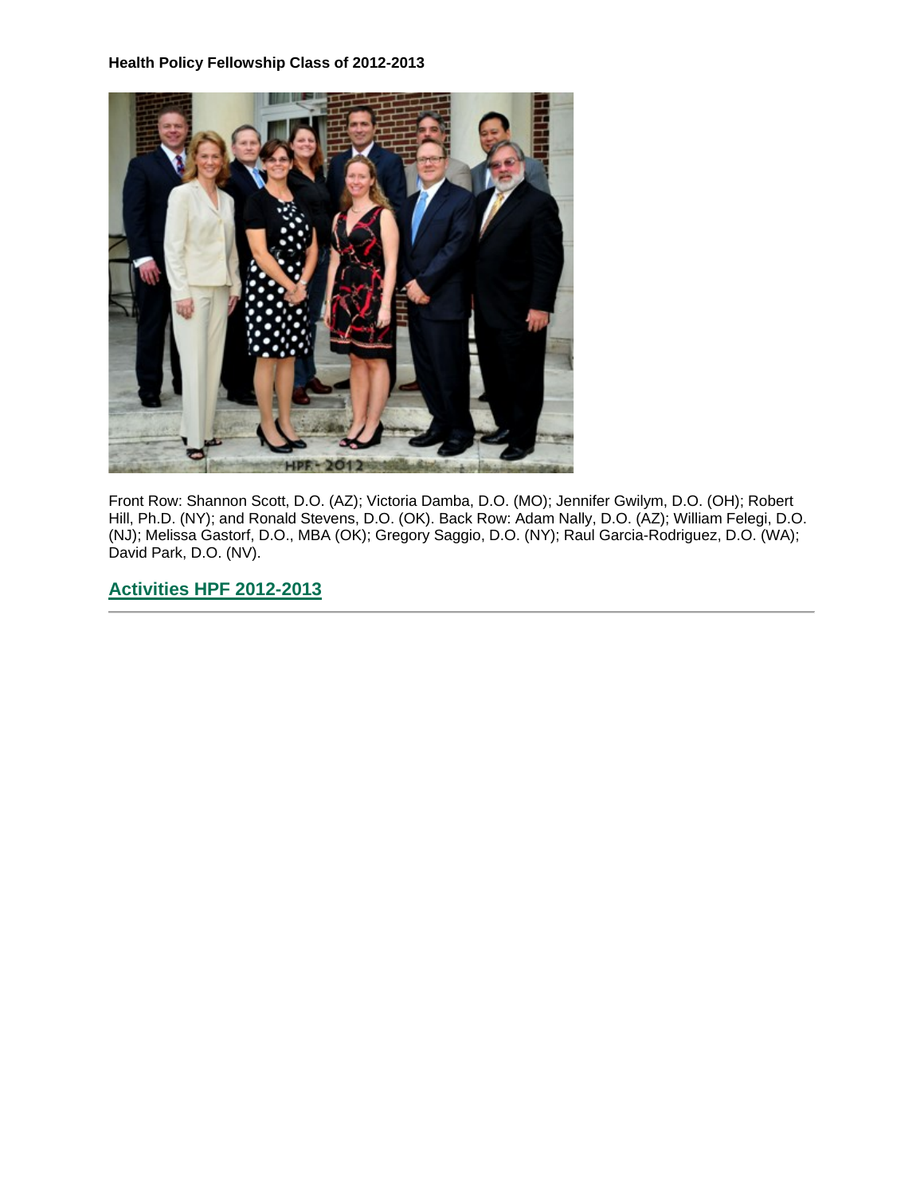**Health Policy Fellowship Class of 2012-2013**

Front Row: Shannon Scott, D.O. (AZ); Victoria Damba, D.O. (MO); Jennifer Gwilym, D.O. (OH); Robert Hill, Ph.D. (NY); and Ronald Stevens, D.O. (OK). Back Row: Adam Nally, D.O. (AZ); William Felegi, D.O. (NJ); Melissa Gastorf, D.O., MBA (OK); Gregory Saggio, D.O. (NY); Raul Garcia-Rodriguez, D.O. (WA); David Park, D.O. (NV).

## Activities HPF 2012-2013

---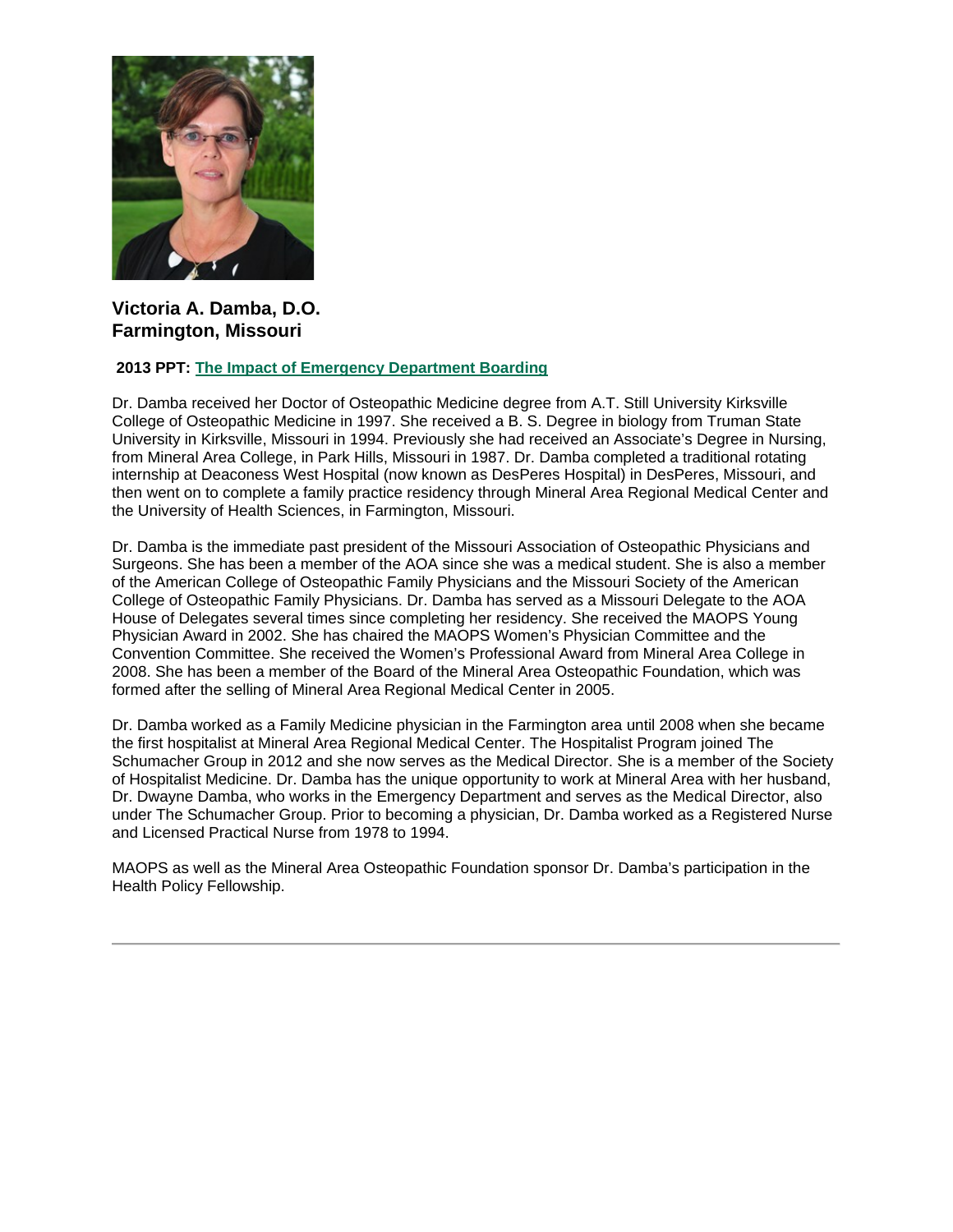**Victoria A. Damba, D.O.**
**Farmington, Missouri**

**2013 PPT: The Impact of Emergency Department Boarding**

Dr. Damba received her Doctor of Osteopathic Medicine degree from A.T. Still University Kirksville College of Osteopathic Medicine in 1997. She received a B. S. Degree in biology from Truman State University in Kirksville, Missouri in 1994. Previously she had received an Associate's Degree in Nursing, from Mineral Area College, in Park Hills, Missouri in 1987. Dr. Damba completed a traditional rotating internship at Deaconess West Hospital (now known as DesPeres Hospital) in DesPeres, Missouri, and then went on to complete a family practice residency through Mineral Area Regional Medical Center and the University of Health Sciences, in Farmington, Missouri.

Dr. Damba is the immediate past president of the Missouri Association of Osteopathic Physicians and Surgeons. She has been a member of the AOA since she was a medical student. She is also a member of the American College of Osteopathic Family Physicians and the Missouri Society of the American College of Osteopathic Family Physicians. Dr. Damba has served as a Missouri Delegate to the AOA House of Delegates several times since completing her residency. She received the MAOPS Young Physician Award in 2002. She has chaired the MAOPS Women's Physician Committee and the Convention Committee. She received the Women's Professional Award from Mineral Area College in 2008. She has been a member of the Board of the Mineral Area Osteopathic Foundation, which was formed after the selling of Mineral Area Regional Medical Center in 2005.

Dr. Damba worked as a Family Medicine physician in the Farmington area until 2008 when she became the first hospitalist at Mineral Area Regional Medical Center. The Hospitalist Program joined The Schumacher Group in 2012 and she now serves as the Medical Director. She is a member of the Society of Hospitalist Medicine. Dr. Damba has the unique opportunity to work at Mineral Area with her husband, Dr. Dwayne Damba, who works in the Emergency Department and serves as the Medical Director, also under The Schumacher Group. Prior to becoming a physician, Dr. Damba worked as a Registered Nurse and Licensed Practical Nurse from 1978 to 1994.

MAOPS as well as the Mineral Area Osteopathic Foundation sponsor Dr. Damba's participation in the Health Policy Fellowship.

---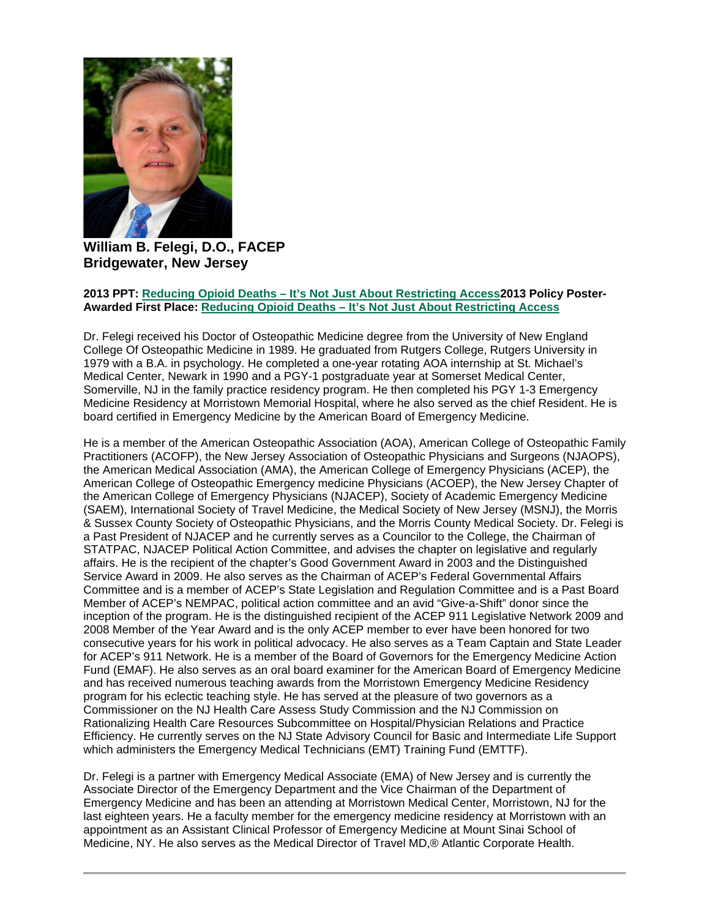**William B. Felegi, D.O., FACEP**
**Bridgewater, New Jersey**

**2013 PPT: Reducing Opioid Deaths – It's Not Just About Restricting Access 2013 Policy Poster-Awarded First Place: Reducing Opioid Deaths – It's Not Just About Restricting Access**

Dr. Felegi received his Doctor of Osteopathic Medicine degree from the University of New England College Of Osteopathic Medicine in 1989. He graduated from Rutgers College, Rutgers University in 1979 with a B.A. in psychology. He completed a one-year rotating AOA internship at St. Michael's Medical Center, Newark in 1990 and a PGY-1 postgraduate year at Somerset Medical Center, Somerville, NJ in the family practice residency program. He then completed his PGY 1-3 Emergency Medicine Residency at Morristown Memorial Hospital, where he also served as the chief Resident. He is board certified in Emergency Medicine by the American Board of Emergency Medicine.

He is a member of the American Osteopathic Association (AOA), American College of Osteopathic Family Practitioners (ACOFP), the New Jersey Association of Osteopathic Physicians and Surgeons (NJAOPS), the American Medical Association (AMA), the American College of Emergency Physicians (ACEP), the American College of Osteopathic Emergency medicine Physicians (ACOEP), the New Jersey Chapter of the American College of Emergency Physicians (NJACEP), Society of Academic Emergency Medicine (SAEM), International Society of Travel Medicine, the Medical Society of New Jersey (MSNJ), the Morris & Sussex County Society of Osteopathic Physicians, and the Morris County Medical Society. Dr. Felegi is a Past President of NJACEP and he currently serves as a Councilor to the College, the Chairman of STATPAC, NJACEP Political Action Committee, and advises the chapter on legislative and regularly affairs. He is the recipient of the chapter's Good Government Award in 2003 and the Distinguished Service Award in 2009. He also serves as the Chairman of ACEP's Federal Governmental Affairs Committee and is a member of ACEP's State Legislation and Regulation Committee and is a Past Board Member of ACEP's NEMPAC, political action committee and an avid "Give-a-Shift" donor since the inception of the program. He is the distinguished recipient of the ACEP 911 Legislative Network 2009 and 2008 Member of the Year Award and is the only ACEP member to ever have been honored for two consecutive years for his work in political advocacy. He also serves as a Team Captain and State Leader for ACEP's 911 Network. He is a member of the Board of Governors for the Emergency Medicine Action Fund (EMAF). He also serves as an oral board examiner for the American Board of Emergency Medicine and has received numerous teaching awards from the Morristown Emergency Medicine Residency program for his eclectic teaching style. He has served at the pleasure of two governors as a Commissioner on the NJ Health Care Assess Study Commission and the NJ Commission on Rationalizing Health Care Resources Subcommittee on Hospital/Physician Relations and Practice Efficiency. He currently serves on the NJ State Advisory Council for Basic and Intermediate Life Support which administers the Emergency Medical Technicians (EMT) Training Fund (EMTTF).

Dr. Felegi is a partner with Emergency Medical Associate (EMA) of New Jersey and is currently the Associate Director of the Emergency Department and the Vice Chairman of the Department of Emergency Medicine and has been an attending at Morristown Medical Center, Morristown, NJ for the last eighteen years. He a faculty member for the emergency medicine residency at Morristown with an appointment as an Assistant Clinical Professor of Emergency Medicine at Mount Sinai School of Medicine, NY. He also serves as the Medical Director of Travel MD,® Atlantic Corporate Health.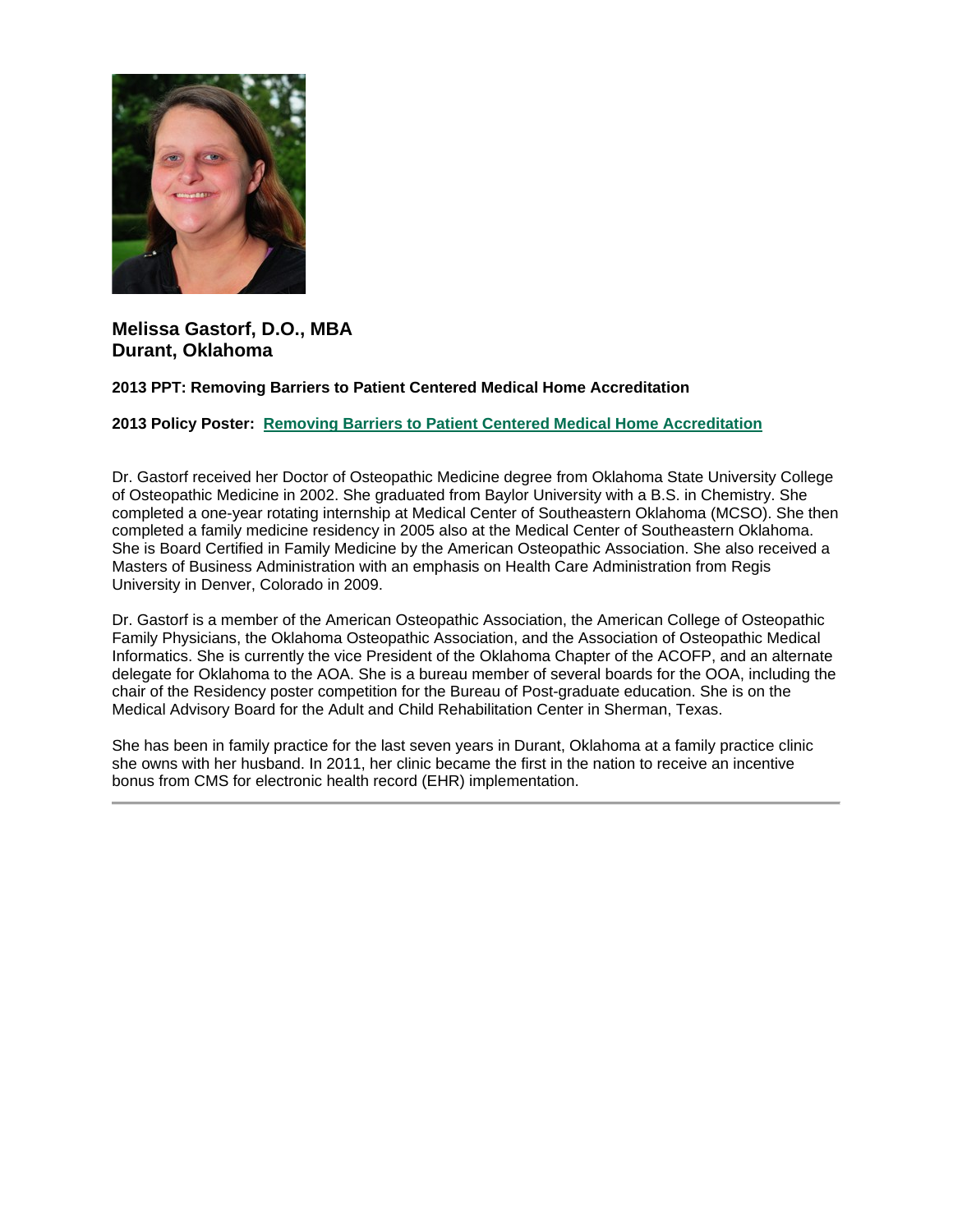## Melissa Gastorf, D.O., MBA
## Durant, Oklahoma

**2013 PPT: Removing Barriers to Patient Centered Medical Home Accreditation**

**2013 Policy Poster: Removing Barriers to Patient Centered Medical Home Accreditation**

Dr. Gastorf received her Doctor of Osteopathic Medicine degree from Oklahoma State University College of Osteopathic Medicine in 2002. She graduated from Baylor University with a B.S. in Chemistry. She completed a one-year rotating internship at Medical Center of Southeastern Oklahoma (MCSO). She then completed a family medicine residency in 2005 also at the Medical Center of Southeastern Oklahoma. She is Board Certified in Family Medicine by the American Osteopathic Association. She also received a Masters of Business Administration with an emphasis on Health Care Administration from Regis University in Denver, Colorado in 2009.

Dr. Gastorf is a member of the American Osteopathic Association, the American College of Osteopathic Family Physicians, the Oklahoma Osteopathic Association, and the Association of Osteopathic Medical Informatics. She is currently the vice President of the Oklahoma Chapter of the ACOFP, and an alternate delegate for Oklahoma to the AOA. She is a bureau member of several boards for the OOA, including the chair of the Residency poster competition for the Bureau of Post-graduate education. She is on the Medical Advisory Board for the Adult and Child Rehabilitation Center in Sherman, Texas.

She has been in family practice for the last seven years in Durant, Oklahoma at a family practice clinic she owns with her husband. In 2011, her clinic became the first in the nation to receive an incentive bonus from CMS for electronic health record (EHR) implementation.

---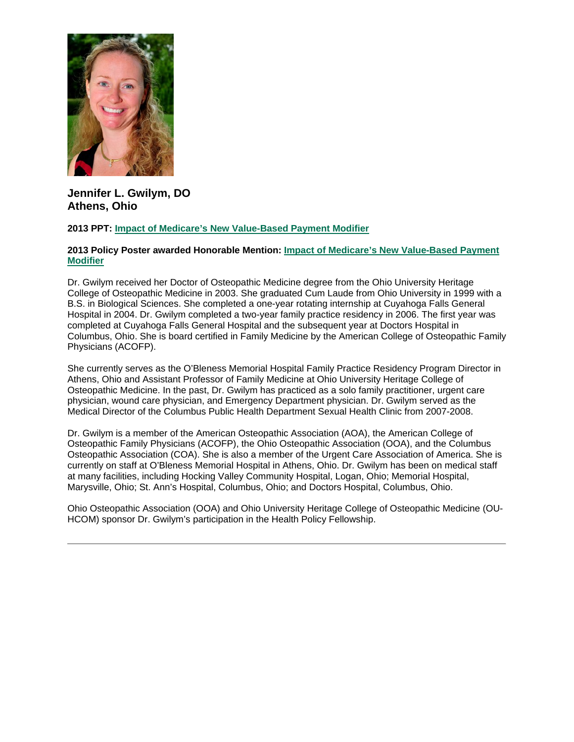## Jennifer L. Gwilym, DO
## Athens, Ohio

**2013 PPT: Impact of Medicare's New Value-Based Payment Modifier**

**2013 Policy Poster awarded Honorable Mention: Impact of Medicare's New Value-Based Payment Modifier**

Dr. Gwilym received her Doctor of Osteopathic Medicine degree from the Ohio University Heritage College of Osteopathic Medicine in 2003. She graduated Cum Laude from Ohio University in 1999 with a B.S. in Biological Sciences. She completed a one-year rotating internship at Cuyahoga Falls General Hospital in 2004. Dr. Gwilym completed a two-year family practice residency in 2006. The first year was completed at Cuyahoga Falls General Hospital and the subsequent year at Doctors Hospital in Columbus, Ohio. She is board certified in Family Medicine by the American College of Osteopathic Family Physicians (ACOFP).

She currently serves as the O'Bleness Memorial Hospital Family Practice Residency Program Director in Athens, Ohio and Assistant Professor of Family Medicine at Ohio University Heritage College of Osteopathic Medicine. In the past, Dr. Gwilym has practiced as a solo family practitioner, urgent care physician, wound care physician, and Emergency Department physician. Dr. Gwilym served as the Medical Director of the Columbus Public Health Department Sexual Health Clinic from 2007-2008.

Dr. Gwilym is a member of the American Osteopathic Association (AOA), the American College of Osteopathic Family Physicians (ACOFP), the Ohio Osteopathic Association (OOA), and the Columbus Osteopathic Association (COA). She is also a member of the Urgent Care Association of America. She is currently on staff at O'Bleness Memorial Hospital in Athens, Ohio. Dr. Gwilym has been on medical staff at many facilities, including Hocking Valley Community Hospital, Logan, Ohio; Memorial Hospital, Marysville, Ohio; St. Ann's Hospital, Columbus, Ohio; and Doctors Hospital, Columbus, Ohio.

Ohio Osteopathic Association (OOA) and Ohio University Heritage College of Osteopathic Medicine (OU-HCOM) sponsor Dr. Gwilym's participation in the Health Policy Fellowship.

---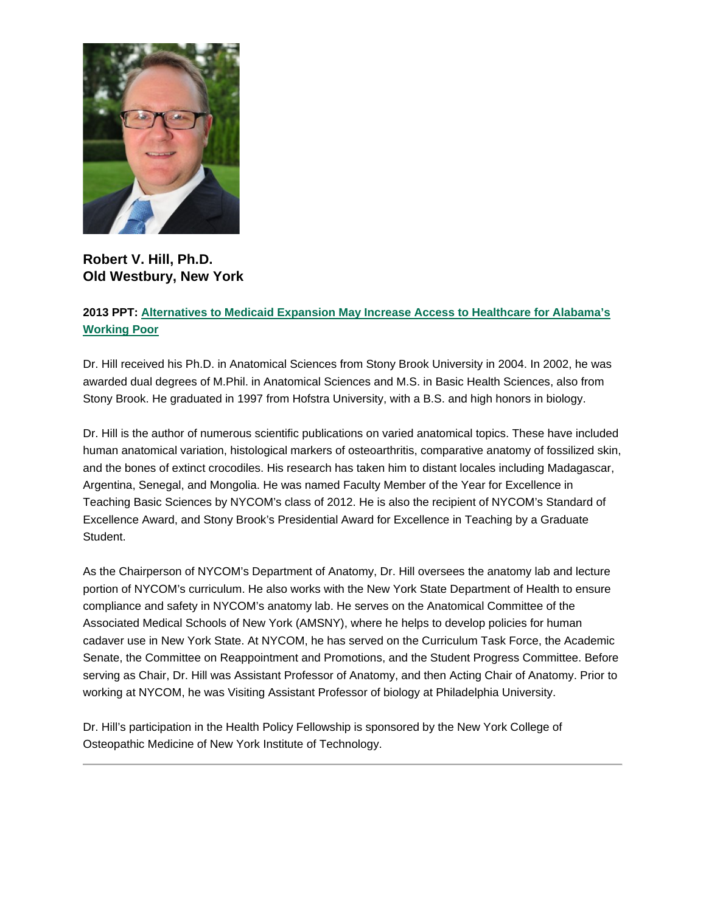**Robert V. Hill, Ph.D.**
**Old Westbury, New York**

**2013 PPT: Alternatives to Medicaid Expansion May Increase Access to Healthcare for Alabama's Working Poor**

Dr. Hill received his Ph.D. in Anatomical Sciences from Stony Brook University in 2004. In 2002, he was awarded dual degrees of M.Phil. in Anatomical Sciences and M.S. in Basic Health Sciences, also from Stony Brook. He graduated in 1997 from Hofstra University, with a B.S. and high honors in biology.

Dr. Hill is the author of numerous scientific publications on varied anatomical topics. These have included human anatomical variation, histological markers of osteoarthritis, comparative anatomy of fossilized skin, and the bones of extinct crocodiles. His research has taken him to distant locales including Madagascar, Argentina, Senegal, and Mongolia. He was named Faculty Member of the Year for Excellence in Teaching Basic Sciences by NYCOM's class of 2012. He is also the recipient of NYCOM's Standard of Excellence Award, and Stony Brook's Presidential Award for Excellence in Teaching by a Graduate Student.

As the Chairperson of NYCOM's Department of Anatomy, Dr. Hill oversees the anatomy lab and lecture portion of NYCOM's curriculum. He also works with the New York State Department of Health to ensure compliance and safety in NYCOM's anatomy lab. He serves on the Anatomical Committee of the Associated Medical Schools of New York (AMSNY), where he helps to develop policies for human cadaver use in New York State. At NYCOM, he has served on the Curriculum Task Force, the Academic Senate, the Committee on Reappointment and Promotions, and the Student Progress Committee. Before serving as Chair, Dr. Hill was Assistant Professor of Anatomy, and then Acting Chair of Anatomy. Prior to working at NYCOM, he was Visiting Assistant Professor of biology at Philadelphia University.

Dr. Hill's participation in the Health Policy Fellowship is sponsored by the New York College of Osteopathic Medicine of New York Institute of Technology.

---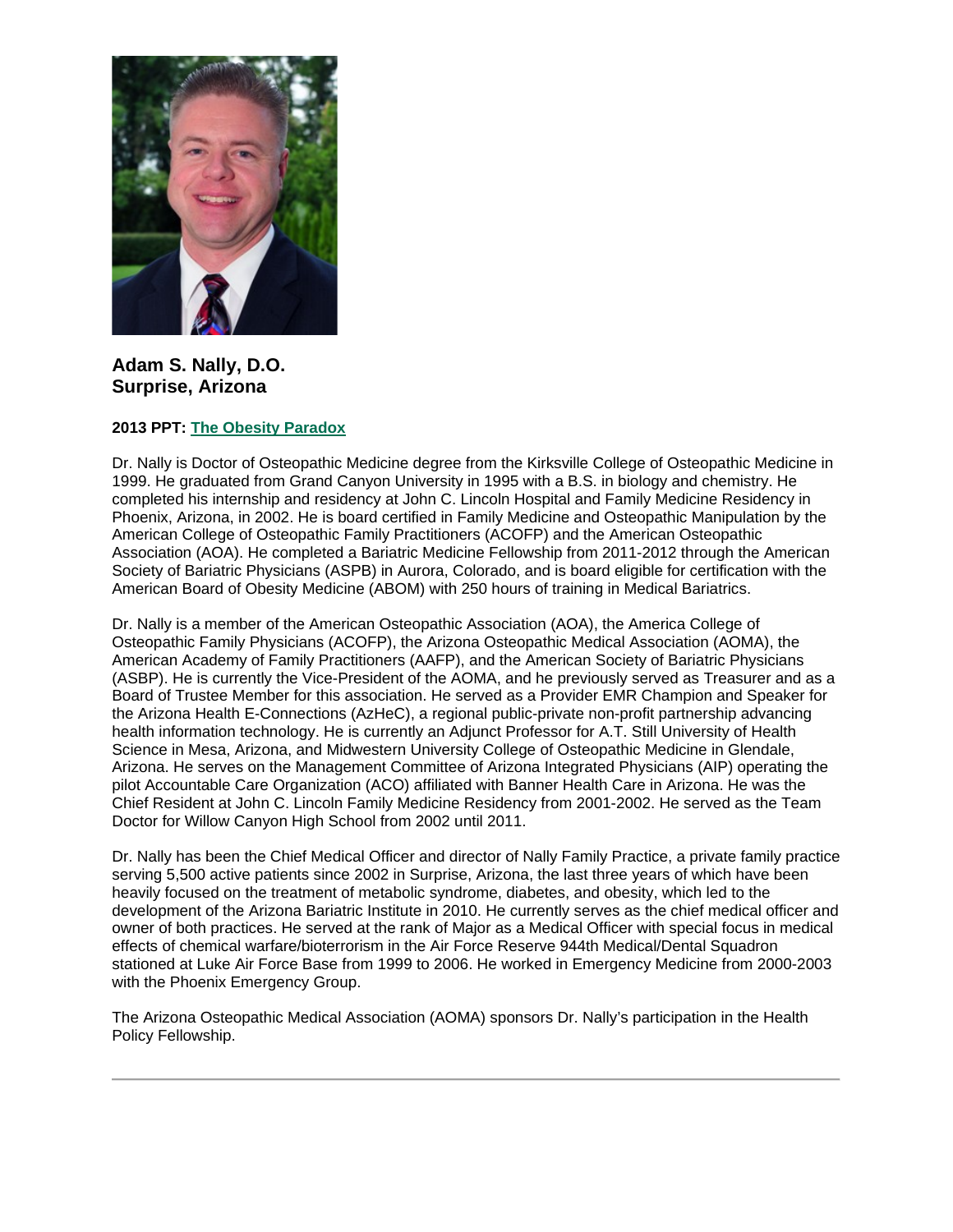**Adam S. Nally, D.O.**
**Surprise, Arizona**

**2013 PPT: The Obesity Paradox**

Dr. Nally is Doctor of Osteopathic Medicine degree from the Kirksville College of Osteopathic Medicine in 1999. He graduated from Grand Canyon University in 1995 with a B.S. in biology and chemistry. He completed his internship and residency at John C. Lincoln Hospital and Family Medicine Residency in Phoenix, Arizona, in 2002. He is board certified in Family Medicine and Osteopathic Manipulation by the American College of Osteopathic Family Practitioners (ACOFP) and the American Osteopathic Association (AOA). He completed a Bariatric Medicine Fellowship from 2011-2012 through the American Society of Bariatric Physicians (ASPB) in Aurora, Colorado, and is board eligible for certification with the American Board of Obesity Medicine (ABOM) with 250 hours of training in Medical Bariatrics.

Dr. Nally is a member of the American Osteopathic Association (AOA), the America College of Osteopathic Family Physicians (ACOFP), the Arizona Osteopathic Medical Association (AOMA), the American Academy of Family Practitioners (AAFP), and the American Society of Bariatric Physicians (ASBP). He is currently the Vice-President of the AOMA, and he previously served as Treasurer and as a Board of Trustee Member for this association. He served as a Provider EMR Champion and Speaker for the Arizona Health E-Connections (AzHeC), a regional public-private non-profit partnership advancing health information technology. He is currently an Adjunct Professor for A.T. Still University of Health Science in Mesa, Arizona, and Midwestern University College of Osteopathic Medicine in Glendale, Arizona. He serves on the Management Committee of Arizona Integrated Physicians (AIP) operating the pilot Accountable Care Organization (ACO) affiliated with Banner Health Care in Arizona. He was the Chief Resident at John C. Lincoln Family Medicine Residency from 2001-2002. He served as the Team Doctor for Willow Canyon High School from 2002 until 2011.

Dr. Nally has been the Chief Medical Officer and director of Nally Family Practice, a private family practice serving 5,500 active patients since 2002 in Surprise, Arizona, the last three years of which have been heavily focused on the treatment of metabolic syndrome, diabetes, and obesity, which led to the development of the Arizona Bariatric Institute in 2010. He currently serves as the chief medical officer and owner of both practices. He served at the rank of Major as a Medical Officer with special focus in medical effects of chemical warfare/bioterrorism in the Air Force Reserve 944th Medical/Dental Squadron stationed at Luke Air Force Base from 1999 to 2006. He worked in Emergency Medicine from 2000-2003 with the Phoenix Emergency Group.

The Arizona Osteopathic Medical Association (AOMA) sponsors Dr. Nally's participation in the Health Policy Fellowship.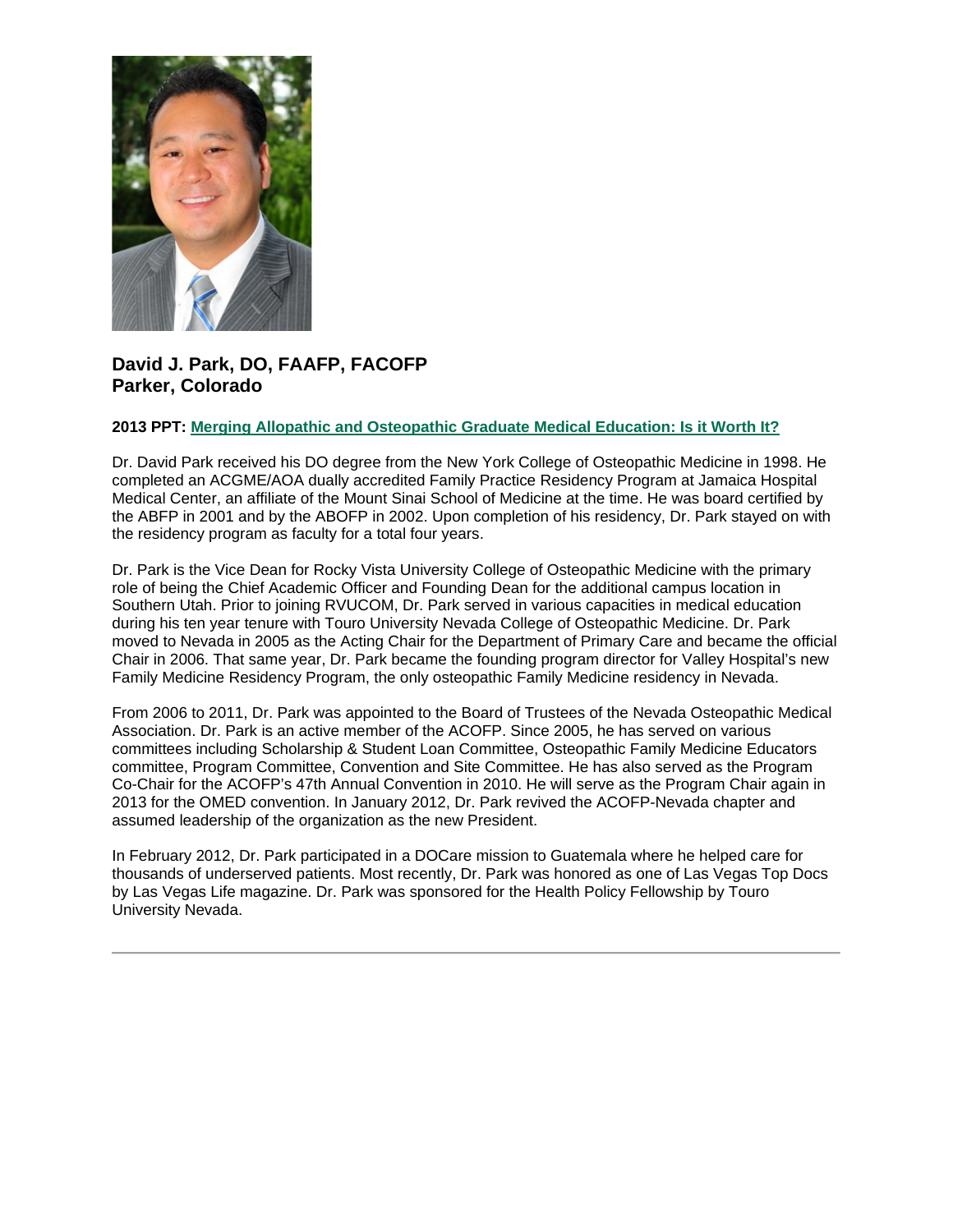**David J. Park, DO, FAAFP, FACOFP**
**Parker, Colorado**

**2013 PPT: Merging Allopathic and Osteopathic Graduate Medical Education: Is it Worth It?**

Dr. David Park received his DO degree from the New York College of Osteopathic Medicine in 1998. He completed an ACGME/AOA dually accredited Family Practice Residency Program at Jamaica Hospital Medical Center, an affiliate of the Mount Sinai School of Medicine at the time. He was board certified by the ABFP in 2001 and by the ABOFP in 2002. Upon completion of his residency, Dr. Park stayed on with the residency program as faculty for a total four years.

Dr. Park is the Vice Dean for Rocky Vista University College of Osteopathic Medicine with the primary role of being the Chief Academic Officer and Founding Dean for the additional campus location in Southern Utah. Prior to joining RVUCOM, Dr. Park served in various capacities in medical education during his ten year tenure with Touro University Nevada College of Osteopathic Medicine. Dr. Park moved to Nevada in 2005 as the Acting Chair for the Department of Primary Care and became the official Chair in 2006. That same year, Dr. Park became the founding program director for Valley Hospital's new Family Medicine Residency Program, the only osteopathic Family Medicine residency in Nevada.

From 2006 to 2011, Dr. Park was appointed to the Board of Trustees of the Nevada Osteopathic Medical Association. Dr. Park is an active member of the ACOFP. Since 2005, he has served on various committees including Scholarship & Student Loan Committee, Osteopathic Family Medicine Educators committee, Program Committee, Convention and Site Committee. He has also served as the Program Co-Chair for the ACOFP's 47th Annual Convention in 2010. He will serve as the Program Chair again in 2013 for the OMED convention. In January 2012, Dr. Park revived the ACOFP-Nevada chapter and assumed leadership of the organization as the new President.

In February 2012, Dr. Park participated in a DOCare mission to Guatemala where he helped care for thousands of underserved patients. Most recently, Dr. Park was honored as one of Las Vegas Top Docs by Las Vegas Life magazine. Dr. Park was sponsored for the Health Policy Fellowship by Touro University Nevada.

---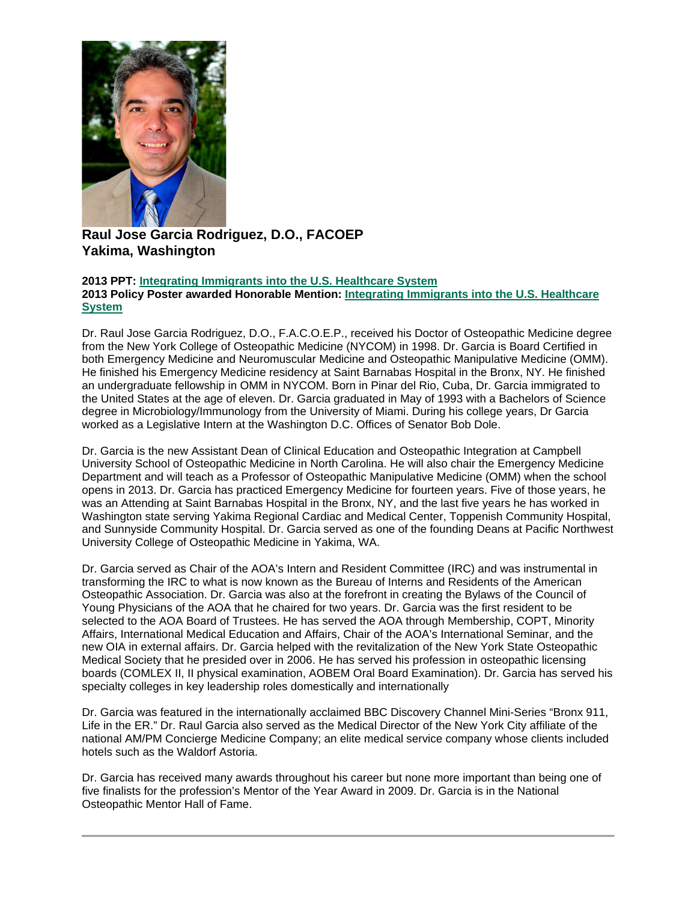**Raul Jose Garcia Rodriguez, D.O., FACOEP**
**Yakima, Washington**

**2013 PPT: Integrating Immigrants into the U.S. Healthcare System**
**2013 Policy Poster awarded Honorable Mention: Integrating Immigrants into the U.S. Healthcare System**

Dr. Raul Jose Garcia Rodriguez, D.O., F.A.C.O.E.P., received his Doctor of Osteopathic Medicine degree from the New York College of Osteopathic Medicine (NYCOM) in 1998. Dr. Garcia is Board Certified in both Emergency Medicine and Neuromuscular Medicine and Osteopathic Manipulative Medicine (OMM). He finished his Emergency Medicine residency at Saint Barnabas Hospital in the Bronx, NY. He finished an undergraduate fellowship in OMM in NYCOM. Born in Pinar del Rio, Cuba, Dr. Garcia immigrated to the United States at the age of eleven. Dr. Garcia graduated in May of 1993 with a Bachelors of Science degree in Microbiology/Immunology from the University of Miami. During his college years, Dr Garcia worked as a Legislative Intern at the Washington D.C. Offices of Senator Bob Dole.

Dr. Garcia is the new Assistant Dean of Clinical Education and Osteopathic Integration at Campbell University School of Osteopathic Medicine in North Carolina. He will also chair the Emergency Medicine Department and will teach as a Professor of Osteopathic Manipulative Medicine (OMM) when the school opens in 2013. Dr. Garcia has practiced Emergency Medicine for fourteen years. Five of those years, he was an Attending at Saint Barnabas Hospital in the Bronx, NY, and the last five years he has worked in Washington state serving Yakima Regional Cardiac and Medical Center, Toppenish Community Hospital, and Sunnyside Community Hospital. Dr. Garcia served as one of the founding Deans at Pacific Northwest University College of Osteopathic Medicine in Yakima, WA.

Dr. Garcia served as Chair of the AOA's Intern and Resident Committee (IRC) and was instrumental in transforming the IRC to what is now known as the Bureau of Interns and Residents of the American Osteopathic Association. Dr. Garcia was also at the forefront in creating the Bylaws of the Council of Young Physicians of the AOA that he chaired for two years. Dr. Garcia was the first resident to be selected to the AOA Board of Trustees. He has served the AOA through Membership, COPT, Minority Affairs, International Medical Education and Affairs, Chair of the AOA's International Seminar, and the new OIA in external affairs. Dr. Garcia helped with the revitalization of the New York State Osteopathic Medical Society that he presided over in 2006. He has served his profession in osteopathic licensing boards (COMLEX II, II physical examination, AOBEM Oral Board Examination). Dr. Garcia has served his specialty colleges in key leadership roles domestically and internationally

Dr. Garcia was featured in the internationally acclaimed BBC Discovery Channel Mini-Series "Bronx 911, Life in the ER." Dr. Raul Garcia also served as the Medical Director of the New York City affiliate of the national AM/PM Concierge Medicine Company; an elite medical service company whose clients included hotels such as the Waldorf Astoria.

Dr. Garcia has received many awards throughout his career but none more important than being one of five finalists for the profession's Mentor of the Year Award in 2009. Dr. Garcia is in the National Osteopathic Mentor Hall of Fame.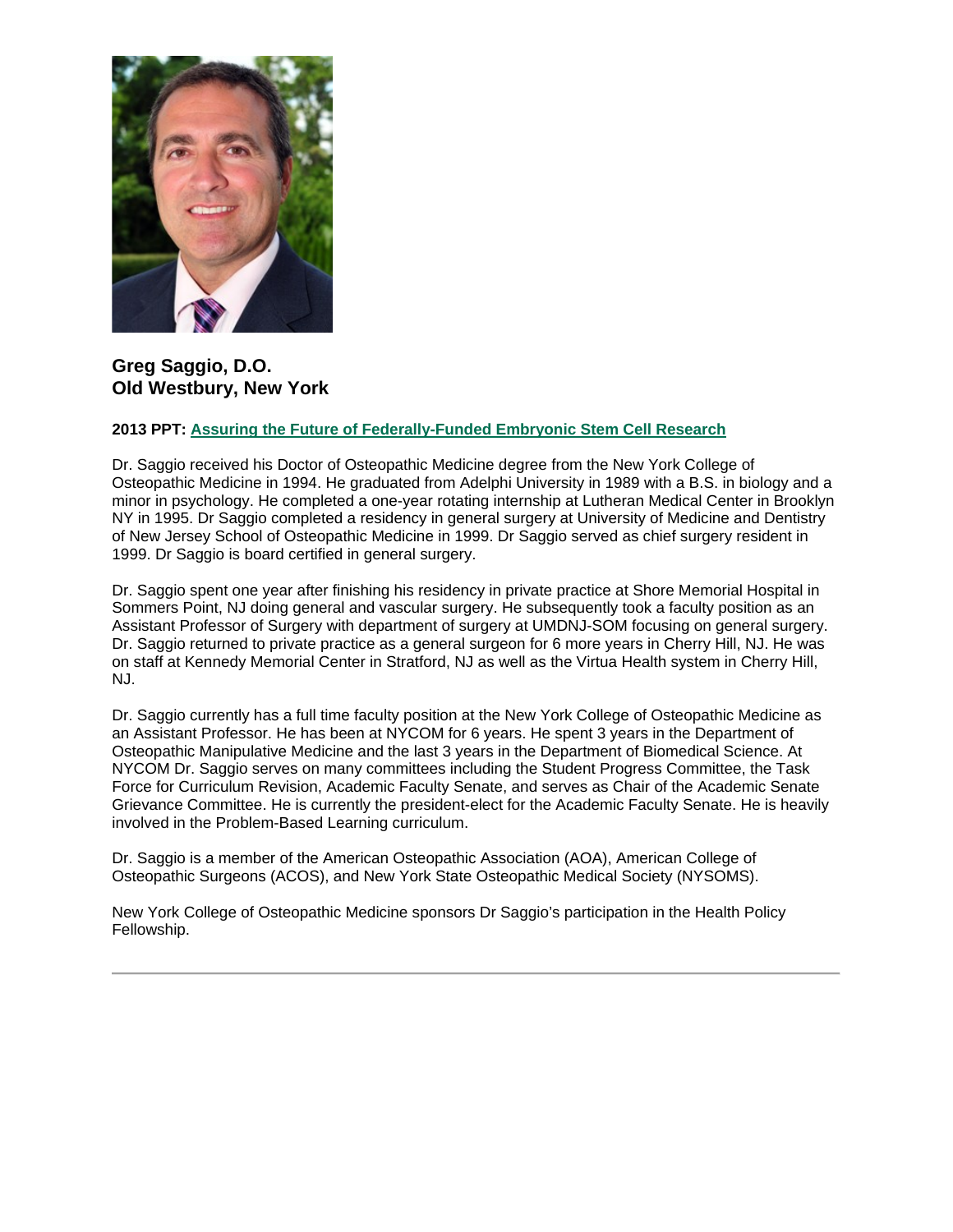### Greg Saggio, D.O.
### Old Westbury, New York

**2013 PPT: Assuring the Future of Federally-Funded Embryonic Stem Cell Research**

Dr. Saggio received his Doctor of Osteopathic Medicine degree from the New York College of Osteopathic Medicine in 1994. He graduated from Adelphi University in 1989 with a B.S. in biology and a minor in psychology. He completed a one-year rotating internship at Lutheran Medical Center in Brooklyn NY in 1995. Dr Saggio completed a residency in general surgery at University of Medicine and Dentistry of New Jersey School of Osteopathic Medicine in 1999. Dr Saggio served as chief surgery resident in 1999. Dr Saggio is board certified in general surgery.

Dr. Saggio spent one year after finishing his residency in private practice at Shore Memorial Hospital in Sommers Point, NJ doing general and vascular surgery. He subsequently took a faculty position as an Assistant Professor of Surgery with department of surgery at UMDNJ-SOM focusing on general surgery. Dr. Saggio returned to private practice as a general surgeon for 6 more years in Cherry Hill, NJ. He was on staff at Kennedy Memorial Center in Stratford, NJ as well as the Virtua Health system in Cherry Hill, NJ.

Dr. Saggio currently has a full time faculty position at the New York College of Osteopathic Medicine as an Assistant Professor. He has been at NYCOM for 6 years. He spent 3 years in the Department of Osteopathic Manipulative Medicine and the last 3 years in the Department of Biomedical Science. At NYCOM Dr. Saggio serves on many committees including the Student Progress Committee, the Task Force for Curriculum Revision, Academic Faculty Senate, and serves as Chair of the Academic Senate Grievance Committee. He is currently the president-elect for the Academic Faculty Senate. He is heavily involved in the Problem-Based Learning curriculum.

Dr. Saggio is a member of the American Osteopathic Association (AOA), American College of Osteopathic Surgeons (ACOS), and New York State Osteopathic Medical Society (NYSOMS).

New York College of Osteopathic Medicine sponsors Dr Saggio's participation in the Health Policy Fellowship.

---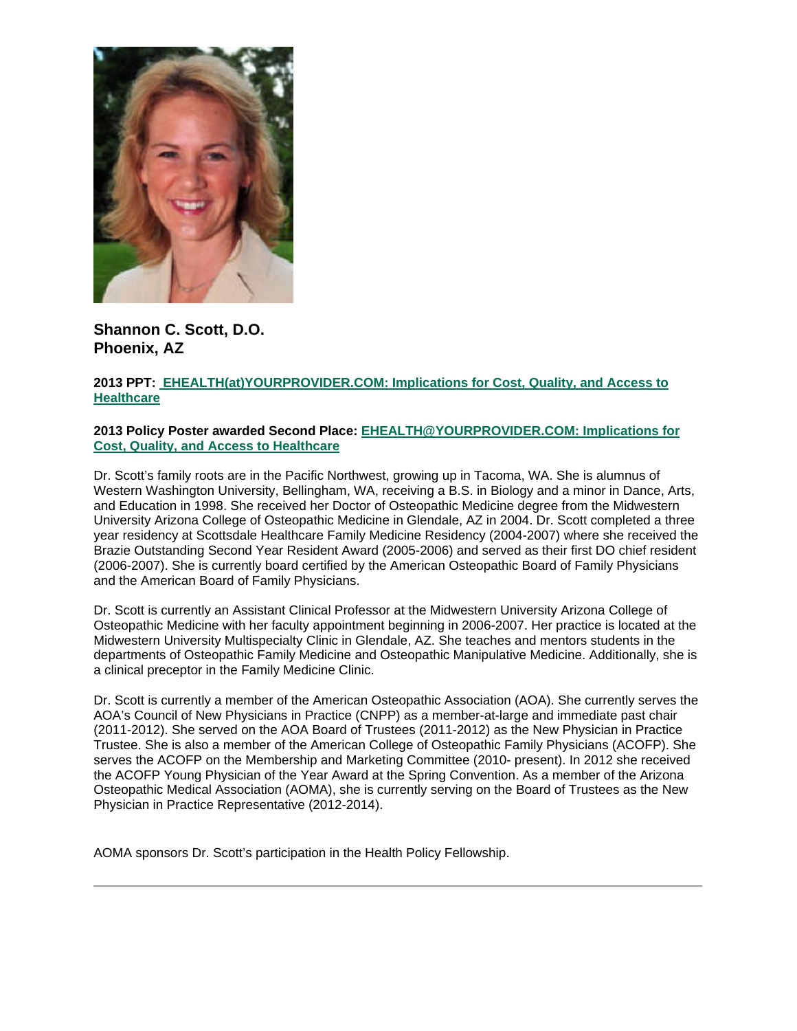**Shannon C. Scott, D.O.**
**Phoenix, AZ**

**2013 PPT: EHEALTH(at)YOURPROVIDER.COM: Implications for Cost, Quality, and Access to Healthcare**

**2013 Policy Poster awarded Second Place: EHEALTH@YOURPROVIDER.COM: Implications for Cost, Quality, and Access to Healthcare**

Dr. Scott's family roots are in the Pacific Northwest, growing up in Tacoma, WA. She is alumnus of Western Washington University, Bellingham, WA, receiving a B.S. in Biology and a minor in Dance, Arts, and Education in 1998. She received her Doctor of Osteopathic Medicine degree from the Midwestern University Arizona College of Osteopathic Medicine in Glendale, AZ in 2004. Dr. Scott completed a three year residency at Scottsdale Healthcare Family Medicine Residency (2004-2007) where she received the Brazie Outstanding Second Year Resident Award (2005-2006) and served as their first DO chief resident (2006-2007). She is currently board certified by the American Osteopathic Board of Family Physicians and the American Board of Family Physicians.

Dr. Scott is currently an Assistant Clinical Professor at the Midwestern University Arizona College of Osteopathic Medicine with her faculty appointment beginning in 2006-2007. Her practice is located at the Midwestern University Multispecialty Clinic in Glendale, AZ. She teaches and mentors students in the departments of Osteopathic Family Medicine and Osteopathic Manipulative Medicine. Additionally, she is a clinical preceptor in the Family Medicine Clinic.

Dr. Scott is currently a member of the American Osteopathic Association (AOA). She currently serves the AOA's Council of New Physicians in Practice (CNPP) as a member-at-large and immediate past chair (2011-2012). She served on the AOA Board of Trustees (2011-2012) as the New Physician in Practice Trustee. She is also a member of the American College of Osteopathic Family Physicians (ACOFP). She serves the ACOFP on the Membership and Marketing Committee (2010- present). In 2012 she received the ACOFP Young Physician of the Year Award at the Spring Convention. As a member of the Arizona Osteopathic Medical Association (AOMA), she is currently serving on the Board of Trustees as the New Physician in Practice Representative (2012-2014).

AOMA sponsors Dr. Scott's participation in the Health Policy Fellowship.

---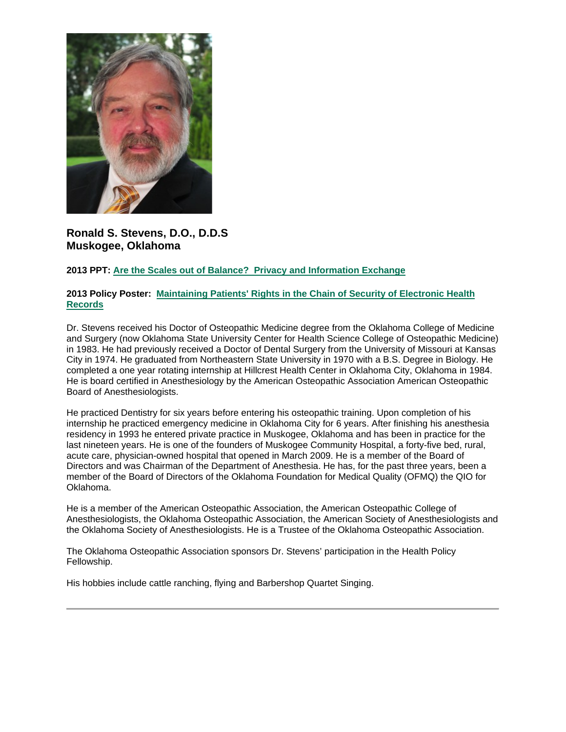**Ronald S. Stevens, D.O., D.D.S**
**Muskogee, Oklahoma**

**2013 PPT: Are the Scales out of Balance?  Privacy and Information Exchange**

**2013 Policy Poster:  Maintaining Patients' Rights in the Chain of Security of Electronic Health Records**

Dr. Stevens received his Doctor of Osteopathic Medicine degree from the Oklahoma College of Medicine and Surgery (now Oklahoma State University Center for Health Science College of Osteopathic Medicine) in 1983. He had previously received a Doctor of Dental Surgery from the University of Missouri at Kansas City in 1974. He graduated from Northeastern State University in 1970 with a B.S. Degree in Biology. He completed a one year rotating internship at Hillcrest Health Center in Oklahoma City, Oklahoma in 1984. He is board certified in Anesthesiology by the American Osteopathic Association American Osteopathic Board of Anesthesiologists.

He practiced Dentistry for six years before entering his osteopathic training. Upon completion of his internship he practiced emergency medicine in Oklahoma City for 6 years. After finishing his anesthesia residency in 1993 he entered private practice in Muskogee, Oklahoma and has been in practice for the last nineteen years. He is one of the founders of Muskogee Community Hospital, a forty-five bed, rural, acute care, physician-owned hospital that opened in March 2009. He is a member of the Board of Directors and was Chairman of the Department of Anesthesia. He has, for the past three years, been a member of the Board of Directors of the Oklahoma Foundation for Medical Quality (OFMQ) the QIO for Oklahoma.

He is a member of the American Osteopathic Association, the American Osteopathic College of Anesthesiologists, the Oklahoma Osteopathic Association, the American Society of Anesthesiologists and the Oklahoma Society of Anesthesiologists. He is a Trustee of the Oklahoma Osteopathic Association.

The Oklahoma Osteopathic Association sponsors Dr. Stevens' participation in the Health Policy Fellowship.

His hobbies include cattle ranching, flying and Barbershop Quartet Singing.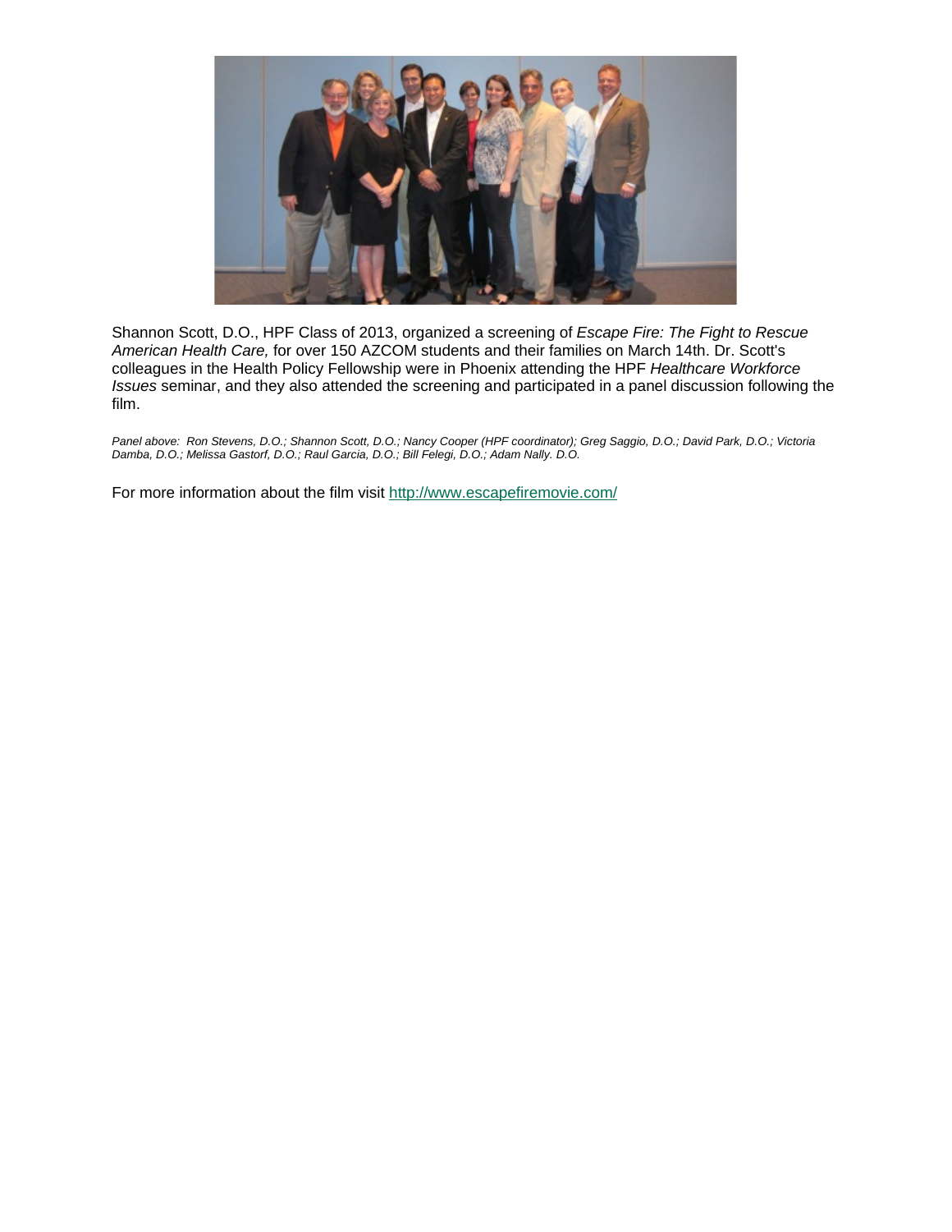Shannon Scott, D.O., HPF Class of 2013, organized a screening of *Escape Fire: The Fight to Rescue American Health Care,* for over 150 AZCOM students and their families on March 14th. Dr. Scott's colleagues in the Health Policy Fellowship were in Phoenix attending the HPF *Healthcare Workforce Issues* seminar, and they also attended the screening and participated in a panel discussion following the film.

*Panel above: Ron Stevens, D.O.; Shannon Scott, D.O.; Nancy Cooper (HPF coordinator); Greg Saggio, D.O.; David Park, D.O.; Victoria Damba, D.O.; Melissa Gastorf, D.O.; Raul Garcia, D.O.; Bill Felegi, D.O.; Adam Nally. D.O.*

For more information about the film visit [http://www.escapefiremovie.com/](http://www.escapefiremovie.com/)